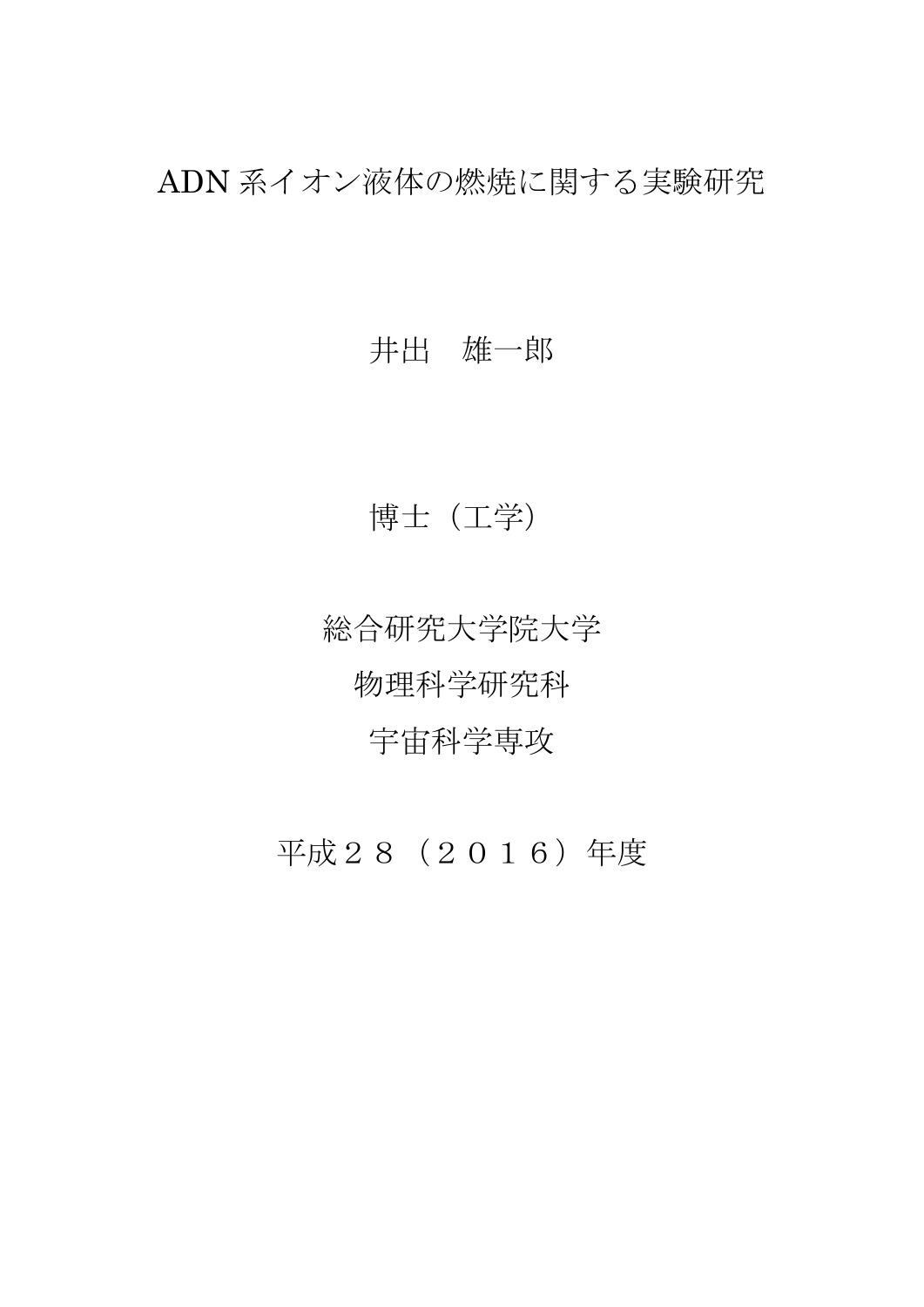# ADN 系イオン液体の燃焼に関する実験研究

井出　雄一郎

博士（工学）

総合研究大学院大学

物理科学研究科

宇宙科学専攻

平成２８（２０１６）年度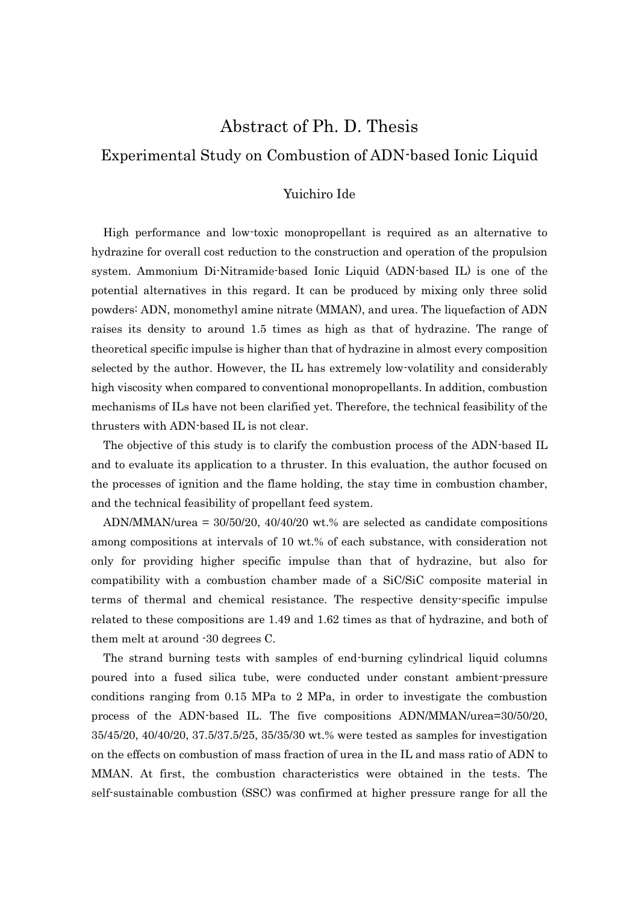# Abstract of Ph. D. Thesis

## Experimental Study on Combustion of ADN-based Ionic Liquid

Yuichiro Ide

High performance and low-toxic monopropellant is required as an alternative to hydrazine for overall cost reduction to the construction and operation of the propulsion system. Ammonium Di-Nitramide-based Ionic Liquid (ADN-based IL) is one of the potential alternatives in this regard. It can be produced by mixing only three solid powders: ADN, monomethyl amine nitrate (MMAN), and urea. The liquefaction of ADN raises its density to around 1.5 times as high as that of hydrazine. The range of theoretical specific impulse is higher than that of hydrazine in almost every composition selected by the author. However, the IL has extremely low-volatility and considerably high viscosity when compared to conventional monopropellants. In addition, combustion mechanisms of ILs have not been clarified yet. Therefore, the technical feasibility of the thrusters with ADN-based IL is not clear.

The objective of this study is to clarify the combustion process of the ADN-based IL and to evaluate its application to a thruster. In this evaluation, the author focused on the processes of ignition and the flame holding, the stay time in combustion chamber, and the technical feasibility of propellant feed system.

ADN/MMAN/urea = 30/50/20, 40/40/20 wt.% are selected as candidate compositions among compositions at intervals of 10 wt.% of each substance, with consideration not only for providing higher specific impulse than that of hydrazine, but also for compatibility with a combustion chamber made of a SiC/SiC composite material in terms of thermal and chemical resistance. The respective density-specific impulse related to these compositions are 1.49 and 1.62 times as that of hydrazine, and both of them melt at around -30 degrees C.

The strand burning tests with samples of end-burning cylindrical liquid columns poured into a fused silica tube, were conducted under constant ambient-pressure conditions ranging from 0.15 MPa to 2 MPa, in order to investigate the combustion process of the ADN-based IL. The five compositions ADN/MMAN/urea=30/50/20, 35/45/20, 40/40/20, 37.5/37.5/25, 35/35/30 wt.% were tested as samples for investigation on the effects on combustion of mass fraction of urea in the IL and mass ratio of ADN to MMAN. At first, the combustion characteristics were obtained in the tests. The self-sustainable combustion (SSC) was confirmed at higher pressure range for all the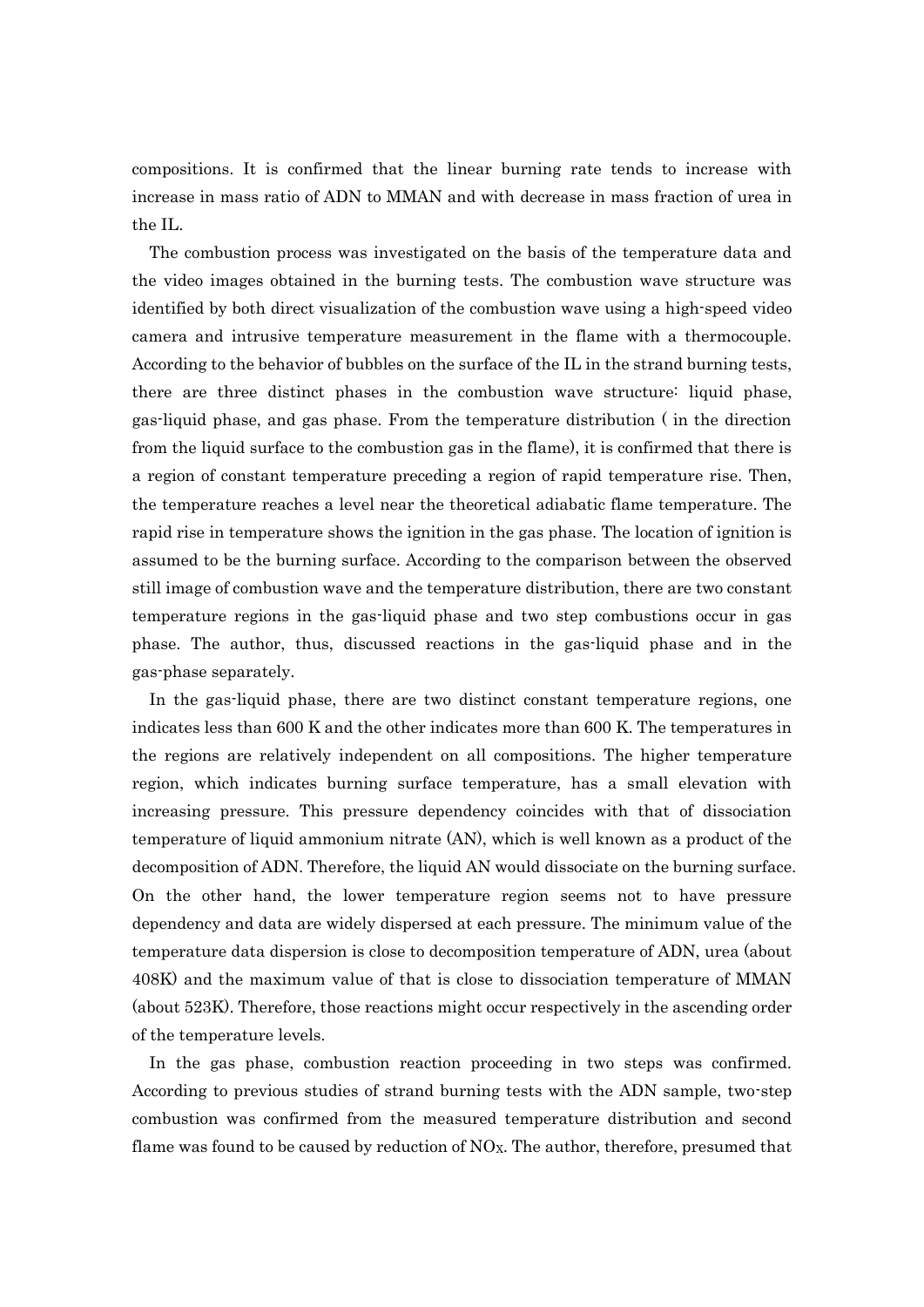compositions. It is confirmed that the linear burning rate tends to increase with increase in mass ratio of ADN to MMAN and with decrease in mass fraction of urea in the IL.

The combustion process was investigated on the basis of the temperature data and the video images obtained in the burning tests. The combustion wave structure was identified by both direct visualization of the combustion wave using a high-speed video camera and intrusive temperature measurement in the flame with a thermocouple. According to the behavior of bubbles on the surface of the IL in the strand burning tests, there are three distinct phases in the combustion wave structure: liquid phase, gas-liquid phase, and gas phase. From the temperature distribution ( in the direction from the liquid surface to the combustion gas in the flame), it is confirmed that there is a region of constant temperature preceding a region of rapid temperature rise. Then, the temperature reaches a level near the theoretical adiabatic flame temperature. The rapid rise in temperature shows the ignition in the gas phase. The location of ignition is assumed to be the burning surface. According to the comparison between the observed still image of combustion wave and the temperature distribution, there are two constant temperature regions in the gas-liquid phase and two step combustions occur in gas phase. The author, thus, discussed reactions in the gas-liquid phase and in the gas-phase separately.

In the gas-liquid phase, there are two distinct constant temperature regions, one indicates less than 600 K and the other indicates more than 600 K. The temperatures in the regions are relatively independent on all compositions. The higher temperature region, which indicates burning surface temperature, has a small elevation with increasing pressure. This pressure dependency coincides with that of dissociation temperature of liquid ammonium nitrate (AN), which is well known as a product of the decomposition of ADN. Therefore, the liquid AN would dissociate on the burning surface. On the other hand, the lower temperature region seems not to have pressure dependency and data are widely dispersed at each pressure. The minimum value of the temperature data dispersion is close to decomposition temperature of ADN, urea (about 408K) and the maximum value of that is close to dissociation temperature of MMAN (about 523K). Therefore, those reactions might occur respectively in the ascending order of the temperature levels.

In the gas phase, combustion reaction proceeding in two steps was confirmed. According to previous studies of strand burning tests with the ADN sample, two-step combustion was confirmed from the measured temperature distribution and second flame was found to be caused by reduction of $NO_X$. The author, therefore, presumed that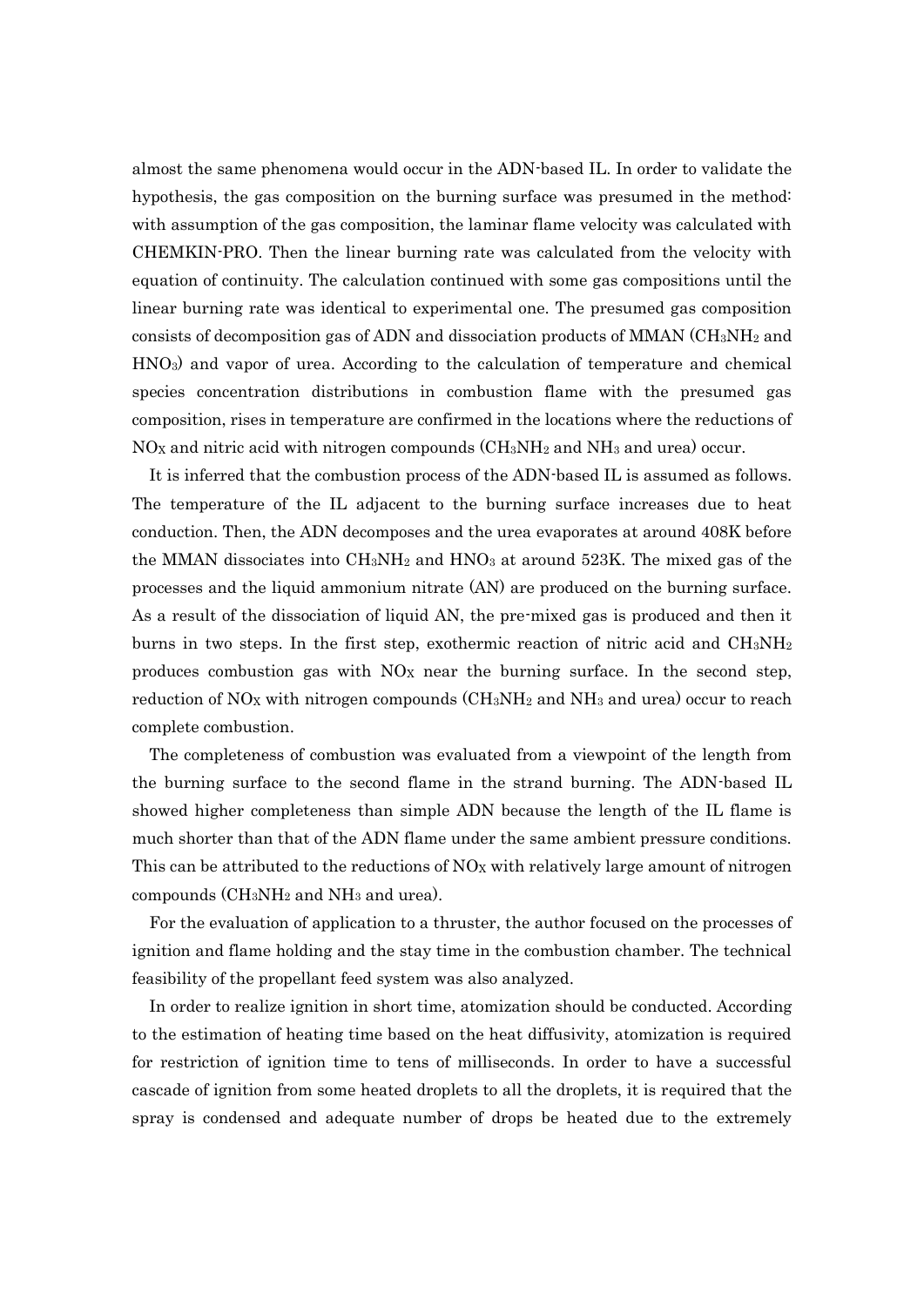almost the same phenomena would occur in the ADN-based IL. In order to validate the hypothesis, the gas composition on the burning surface was presumed in the method: with assumption of the gas composition, the laminar flame velocity was calculated with CHEMKIN-PRO. Then the linear burning rate was calculated from the velocity with equation of continuity. The calculation continued with some gas compositions until the linear burning rate was identical to experimental one. The presumed gas composition consists of decomposition gas of ADN and dissociation products of MMAN ($CH_3NH_2$ and $HNO_3$) and vapor of urea. According to the calculation of temperature and chemical species concentration distributions in combustion flame with the presumed gas composition, rises in temperature are confirmed in the locations where the reductions of $NO_X$ and nitric acid with nitrogen compounds ($CH_3NH_2$ and $NH_3$ and urea) occur.

It is inferred that the combustion process of the ADN-based IL is assumed as follows. The temperature of the IL adjacent to the burning surface increases due to heat conduction. Then, the ADN decomposes and the urea evaporates at around 408K before the MMAN dissociates into $CH_3NH_2$ and $HNO_3$ at around 523K. The mixed gas of the processes and the liquid ammonium nitrate (AN) are produced on the burning surface. As a result of the dissociation of liquid AN, the pre-mixed gas is produced and then it burns in two steps. In the first step, exothermic reaction of nitric acid and $CH_3NH_2$ produces combustion gas with $NO_X$ near the burning surface. In the second step, reduction of $NO_X$ with nitrogen compounds ($CH_3NH_2$ and $NH_3$ and urea) occur to reach complete combustion.

The completeness of combustion was evaluated from a viewpoint of the length from the burning surface to the second flame in the strand burning. The ADN-based IL showed higher completeness than simple ADN because the length of the IL flame is much shorter than that of the ADN flame under the same ambient pressure conditions. This can be attributed to the reductions of $NO_X$ with relatively large amount of nitrogen compounds ($CH_3NH_2$ and $NH_3$ and urea).

For the evaluation of application to a thruster, the author focused on the processes of ignition and flame holding and the stay time in the combustion chamber. The technical feasibility of the propellant feed system was also analyzed.

In order to realize ignition in short time, atomization should be conducted. According to the estimation of heating time based on the heat diffusivity, atomization is required for restriction of ignition time to tens of milliseconds. In order to have a successful cascade of ignition from some heated droplets to all the droplets, it is required that the spray is condensed and adequate number of drops be heated due to the extremely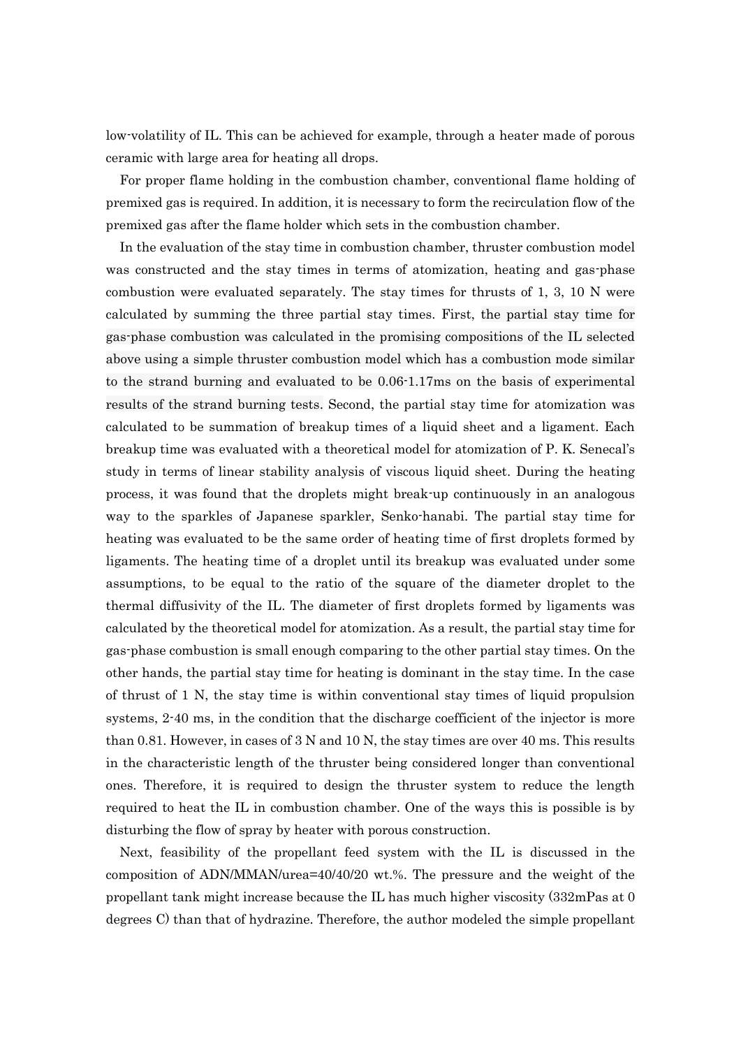low-volatility of IL. This can be achieved for example, through a heater made of porous ceramic with large area for heating all drops.

For proper flame holding in the combustion chamber, conventional flame holding of premixed gas is required. In addition, it is necessary to form the recirculation flow of the premixed gas after the flame holder which sets in the combustion chamber.

In the evaluation of the stay time in combustion chamber, thruster combustion model was constructed and the stay times in terms of atomization, heating and gas-phase combustion were evaluated separately. The stay times for thrusts of 1, 3, 10 N were calculated by summing the three partial stay times. First, the partial stay time for gas-phase combustion was calculated in the promising compositions of the IL selected above using a simple thruster combustion model which has a combustion mode similar to the strand burning and evaluated to be 0.06-1.17ms on the basis of experimental results of the strand burning tests. Second, the partial stay time for atomization was calculated to be summation of breakup times of a liquid sheet and a ligament. Each breakup time was evaluated with a theoretical model for atomization of P. K. Senecal's study in terms of linear stability analysis of viscous liquid sheet. During the heating process, it was found that the droplets might break-up continuously in an analogous way to the sparkles of Japanese sparkler, Senko-hanabi. The partial stay time for heating was evaluated to be the same order of heating time of first droplets formed by ligaments. The heating time of a droplet until its breakup was evaluated under some assumptions, to be equal to the ratio of the square of the diameter droplet to the thermal diffusivity of the IL. The diameter of first droplets formed by ligaments was calculated by the theoretical model for atomization. As a result, the partial stay time for gas-phase combustion is small enough comparing to the other partial stay times. On the other hands, the partial stay time for heating is dominant in the stay time. In the case of thrust of 1 N, the stay time is within conventional stay times of liquid propulsion systems, 2-40 ms, in the condition that the discharge coefficient of the injector is more than 0.81. However, in cases of 3 N and 10 N, the stay times are over 40 ms. This results in the characteristic length of the thruster being considered longer than conventional ones. Therefore, it is required to design the thruster system to reduce the length required to heat the IL in combustion chamber. One of the ways this is possible is by disturbing the flow of spray by heater with porous construction.

Next, feasibility of the propellant feed system with the IL is discussed in the composition of ADN/MMAN/urea=40/40/20 wt.%. The pressure and the weight of the propellant tank might increase because the IL has much higher viscosity (332mPas at 0 degrees C) than that of hydrazine. Therefore, the author modeled the simple propellant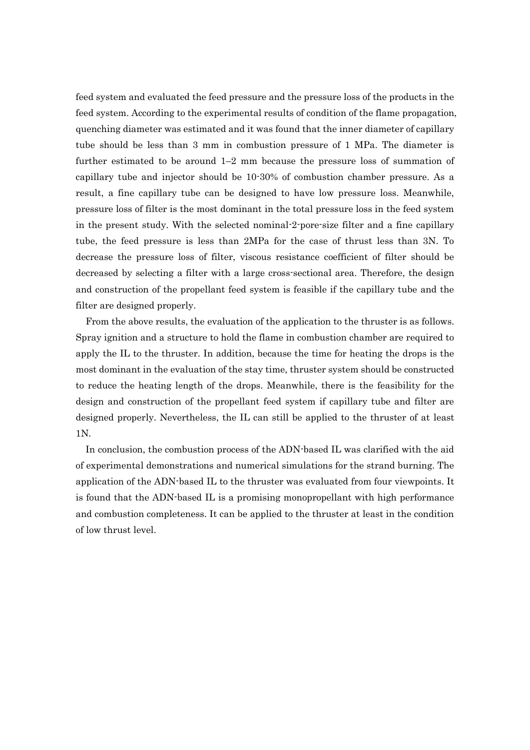feed system and evaluated the feed pressure and the pressure loss of the products in the feed system. According to the experimental results of condition of the flame propagation, quenching diameter was estimated and it was found that the inner diameter of capillary tube should be less than 3 mm in combustion pressure of 1 MPa. The diameter is further estimated to be around 1–2 mm because the pressure loss of summation of capillary tube and injector should be 10-30% of combustion chamber pressure. As a result, a fine capillary tube can be designed to have low pressure loss. Meanwhile, pressure loss of filter is the most dominant in the total pressure loss in the feed system in the present study. With the selected nominal-2-pore-size filter and a fine capillary tube, the feed pressure is less than 2MPa for the case of thrust less than 3N. To decrease the pressure loss of filter, viscous resistance coefficient of filter should be decreased by selecting a filter with a large cross-sectional area. Therefore, the design and construction of the propellant feed system is feasible if the capillary tube and the filter are designed properly.

From the above results, the evaluation of the application to the thruster is as follows. Spray ignition and a structure to hold the flame in combustion chamber are required to apply the IL to the thruster. In addition, because the time for heating the drops is the most dominant in the evaluation of the stay time, thruster system should be constructed to reduce the heating length of the drops. Meanwhile, there is the feasibility for the design and construction of the propellant feed system if capillary tube and filter are designed properly. Nevertheless, the IL can still be applied to the thruster of at least 1N.

In conclusion, the combustion process of the ADN-based IL was clarified with the aid of experimental demonstrations and numerical simulations for the strand burning. The application of the ADN-based IL to the thruster was evaluated from four viewpoints. It is found that the ADN-based IL is a promising monopropellant with high performance and combustion completeness. It can be applied to the thruster at least in the condition of low thrust level.